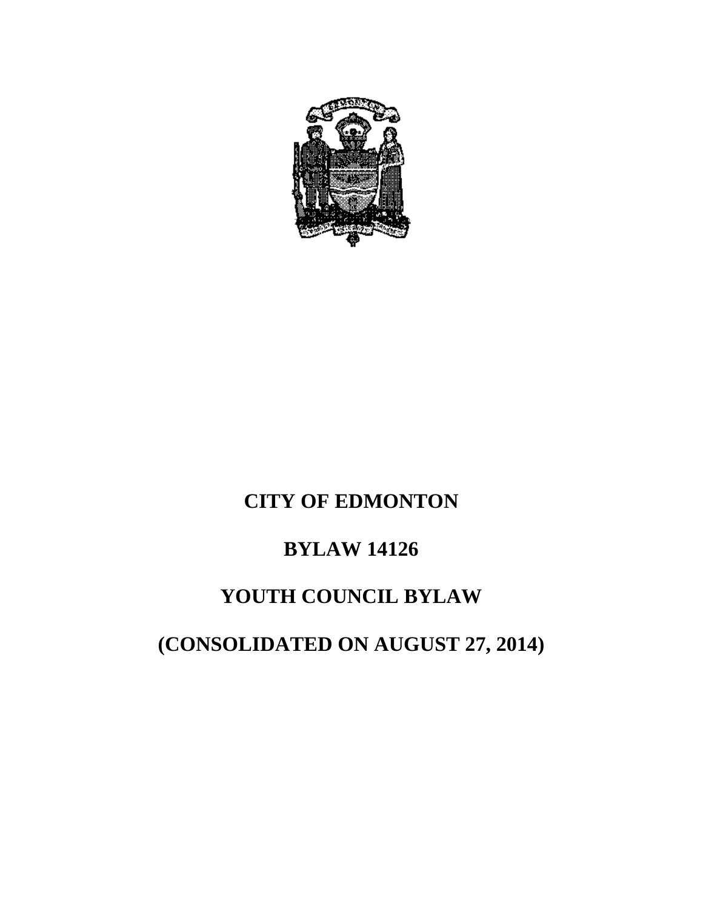# CITY OF EDMONTON

# BYLAW 14126

# YOUTH COUNCIL BYLAW

# (CONSOLIDATED ON AUGUST 27, 2014)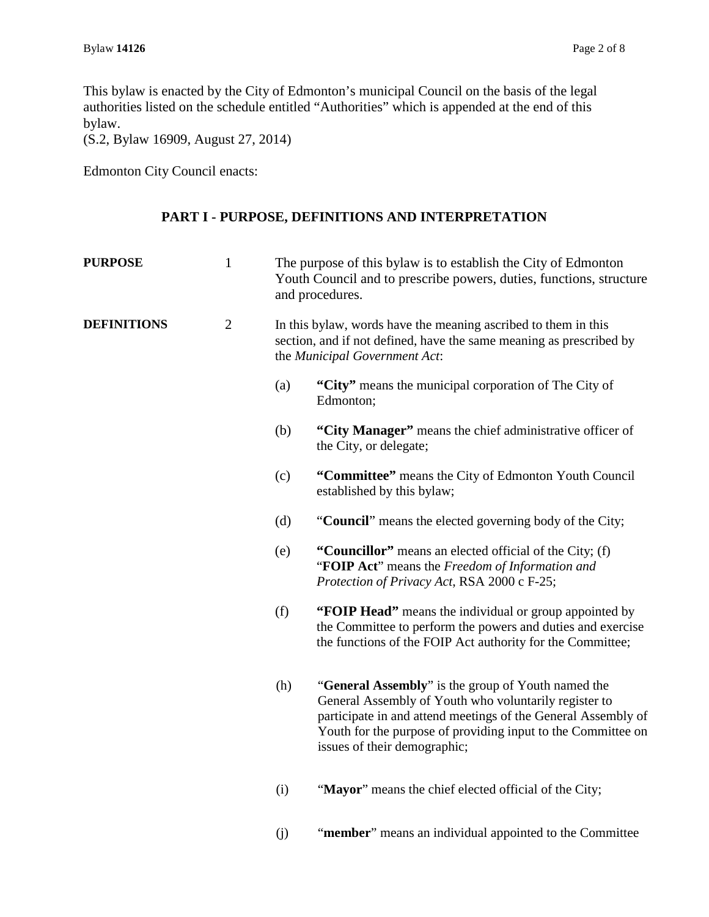This bylaw is enacted by the City of Edmonton's municipal Council on the basis of the legal authorities listed on the schedule entitled "Authorities" which is appended at the end of this bylaw.
(S.2, Bylaw 16909, August 27, 2014)

Edmonton City Council enacts:

## PART I - PURPOSE, DEFINITIONS AND INTERPRETATION

**PURPOSE** 1 The purpose of this bylaw is to establish the City of Edmonton Youth Council and to prescribe powers, duties, functions, structure and procedures.

**DEFINITIONS** 2 In this bylaw, words have the meaning ascribed to them in this section, and if not defined, have the same meaning as prescribed by the *Municipal Government Act*:

(a) **"City"** means the municipal corporation of The City of Edmonton;

(b) **"City Manager"** means the chief administrative officer of the City, or delegate;

(c) **"Committee"** means the City of Edmonton Youth Council established by this bylaw;

(d) "**Council**" means the elected governing body of the City;

(e) **"Councillor"** means an elected official of the City; (f) "**FOIP Act**" means the *Freedom of Information and Protection of Privacy Act*, RSA 2000 c F-25;

(f) **"FOIP Head"** means the individual or group appointed by the Committee to perform the powers and duties and exercise the functions of the FOIP Act authority for the Committee;

(h) "**General Assembly**" is the group of Youth named the General Assembly of Youth who voluntarily register to participate in and attend meetings of the General Assembly of Youth for the purpose of providing input to the Committee on issues of their demographic;

(i) "**Mayor**" means the chief elected official of the City;

(j) "**member**" means an individual appointed to the Committee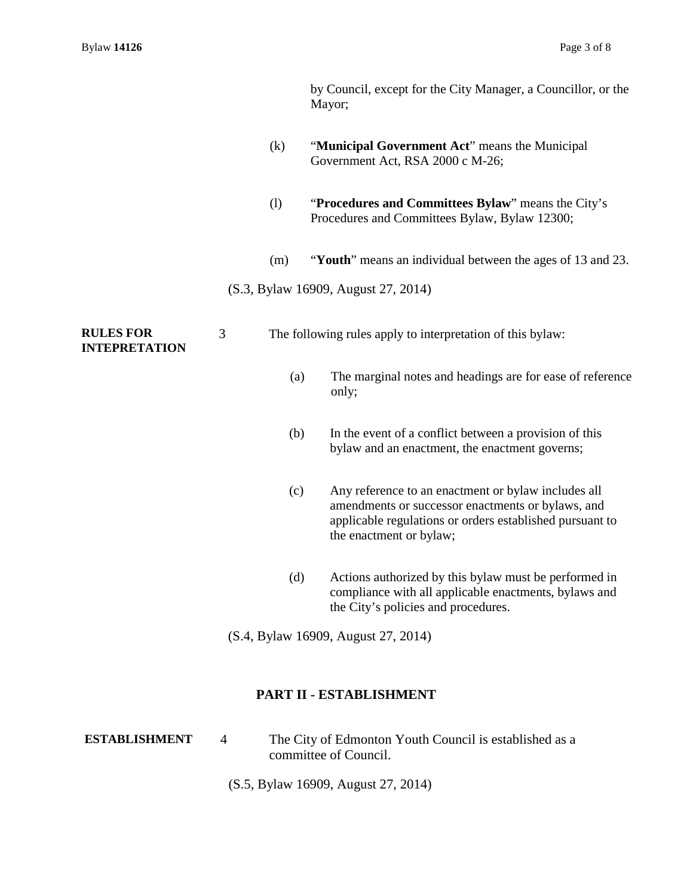by Council, except for the City Manager, a Councillor, or the Mayor;

(k) "**Municipal Government Act**" means the Municipal Government Act, RSA 2000 c M-26;

(l) "**Procedures and Committees Bylaw**" means the City's Procedures and Committees Bylaw, Bylaw 12300;

(m) "**Youth**" means an individual between the ages of 13 and 23.

(S.3, Bylaw 16909, August 27, 2014)

**RULES FOR INTEPRETATION**

3 The following rules apply to interpretation of this bylaw:

(a) The marginal notes and headings are for ease of reference only;

(b) In the event of a conflict between a provision of this bylaw and an enactment, the enactment governs;

(c) Any reference to an enactment or bylaw includes all amendments or successor enactments or bylaws, and applicable regulations or orders established pursuant to the enactment or bylaw;

(d) Actions authorized by this bylaw must be performed in compliance with all applicable enactments, bylaws and the City's policies and procedures.

(S.4, Bylaw 16909, August 27, 2014)

## PART II - ESTABLISHMENT

**ESTABLISHMENT**

4 The City of Edmonton Youth Council is established as a committee of Council.

(S.5, Bylaw 16909, August 27, 2014)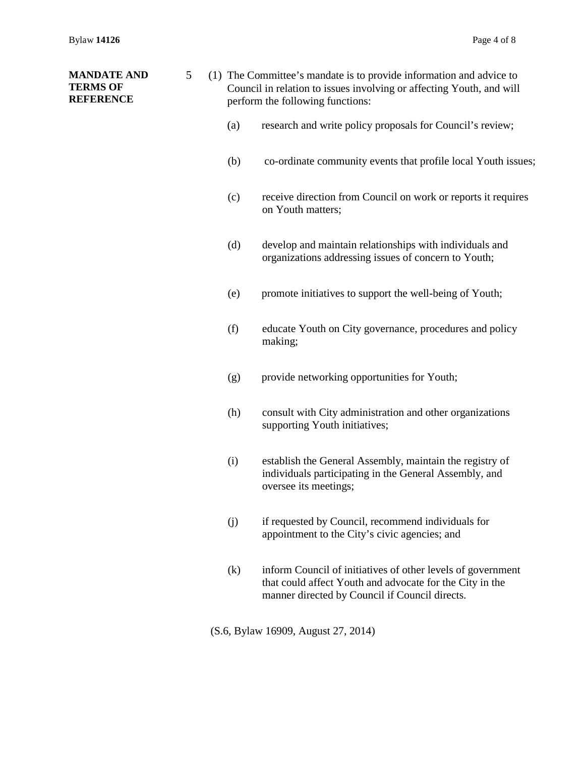**MANDATE AND TERMS OF REFERENCE**

5 (1) The Committee's mandate is to provide information and advice to Council in relation to issues involving or affecting Youth, and will perform the following functions:

(a) research and write policy proposals for Council's review;

(b) co-ordinate community events that profile local Youth issues;

(c) receive direction from Council on work or reports it requires on Youth matters;

(d) develop and maintain relationships with individuals and organizations addressing issues of concern to Youth;

(e) promote initiatives to support the well-being of Youth;

(f) educate Youth on City governance, procedures and policy making;

(g) provide networking opportunities for Youth;

(h) consult with City administration and other organizations supporting Youth initiatives;

(i) establish the General Assembly, maintain the registry of individuals participating in the General Assembly, and oversee its meetings;

(j) if requested by Council, recommend individuals for appointment to the City's civic agencies; and

(k) inform Council of initiatives of other levels of government that could affect Youth and advocate for the City in the manner directed by Council if Council directs.

(S.6, Bylaw 16909, August 27, 2014)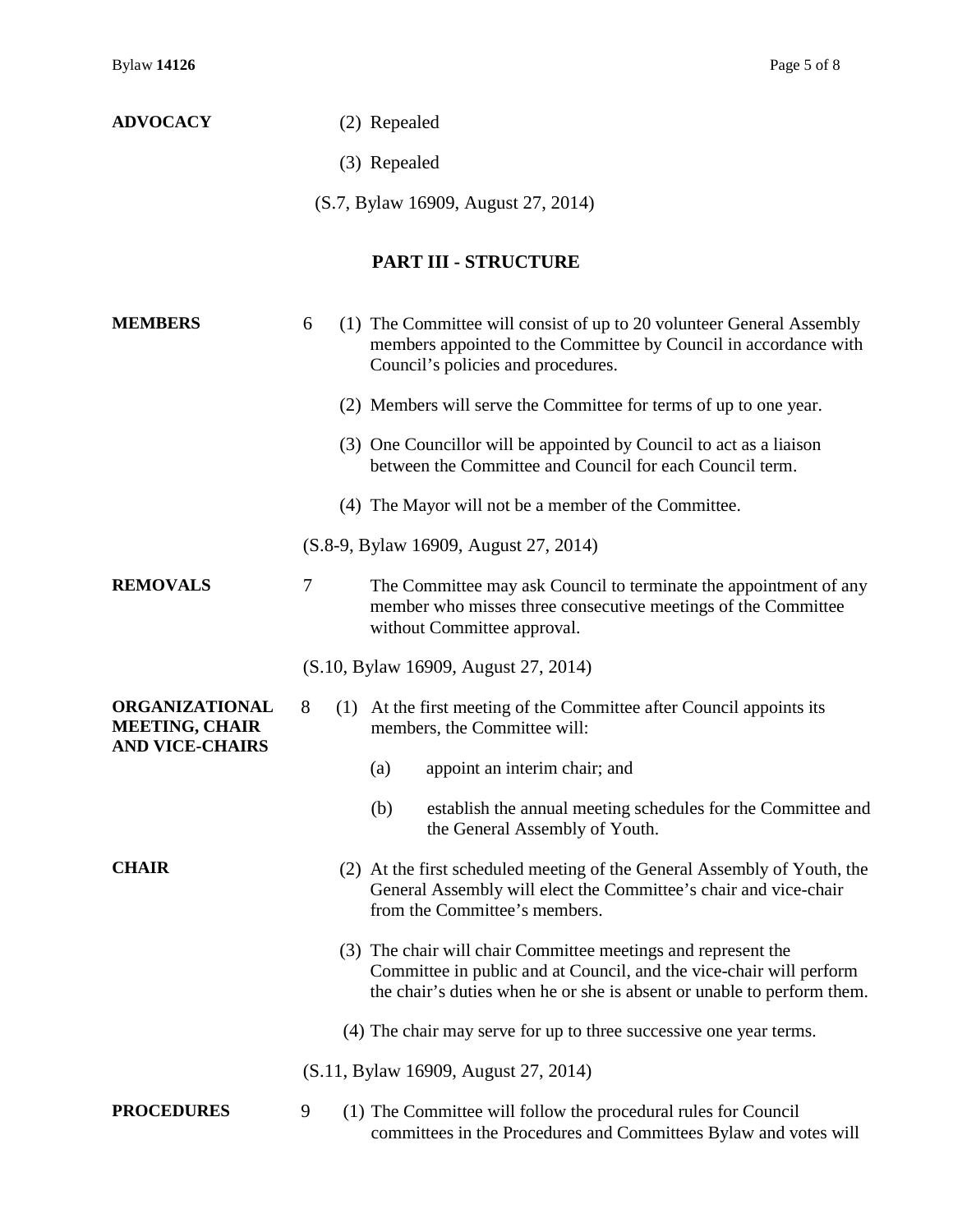**ADVOCACY**

(2) Repealed

(3) Repealed

(S.7, Bylaw 16909, August 27, 2014)

## PART III - STRUCTURE

**MEMBERS**

6 (1) The Committee will consist of up to 20 volunteer General Assembly members appointed to the Committee by Council in accordance with Council's policies and procedures.

(2) Members will serve the Committee for terms of up to one year.

(3) One Councillor will be appointed by Council to act as a liaison between the Committee and Council for each Council term.

(4) The Mayor will not be a member of the Committee.

(S.8-9, Bylaw 16909, August 27, 2014)

**REMOVALS**

7 The Committee may ask Council to terminate the appointment of any member who misses three consecutive meetings of the Committee without Committee approval.

(S.10, Bylaw 16909, August 27, 2014)

**ORGANIZATIONAL MEETING, CHAIR AND VICE-CHAIRS**

8 (1) At the first meeting of the Committee after Council appoints its members, the Committee will:

(a) appoint an interim chair; and

(b) establish the annual meeting schedules for the Committee and the General Assembly of Youth.

**CHAIR**

(2) At the first scheduled meeting of the General Assembly of Youth, the General Assembly will elect the Committee's chair and vice-chair from the Committee's members.

(3) The chair will chair Committee meetings and represent the Committee in public and at Council, and the vice-chair will perform the chair's duties when he or she is absent or unable to perform them.

(4) The chair may serve for up to three successive one year terms.

(S.11, Bylaw 16909, August 27, 2014)

**PROCEDURES**

9 (1) The Committee will follow the procedural rules for Council committees in the Procedures and Committees Bylaw and votes will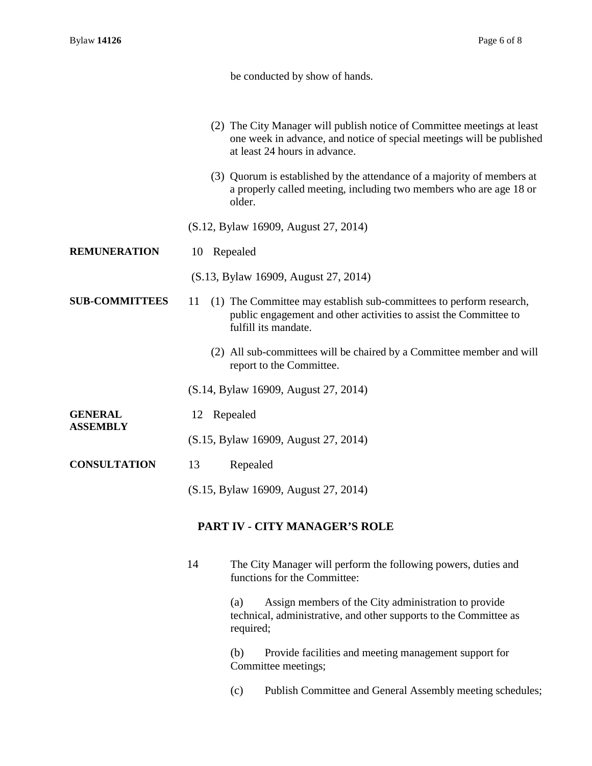be conducted by show of hands.

(2) The City Manager will publish notice of Committee meetings at least one week in advance, and notice of special meetings will be published at least 24 hours in advance.

(3) Quorum is established by the attendance of a majority of members at a properly called meeting, including two members who are age 18 or older.

(S.12, Bylaw 16909, August 27, 2014)

**REMUNERATION**

10 Repealed

(S.13, Bylaw 16909, August 27, 2014)

**SUB-COMMITTEES**

11 (1) The Committee may establish sub-committees to perform research, public engagement and other activities to assist the Committee to fulfill its mandate.

(2) All sub-committees will be chaired by a Committee member and will report to the Committee.

(S.14, Bylaw 16909, August 27, 2014)

**GENERAL ASSEMBLY**

12 Repealed

(S.15, Bylaw 16909, August 27, 2014)

**CONSULTATION**

13 Repealed

(S.15, Bylaw 16909, August 27, 2014)

## PART IV - CITY MANAGER'S ROLE

14 The City Manager will perform the following powers, duties and functions for the Committee:

(a) Assign members of the City administration to provide technical, administrative, and other supports to the Committee as required;

(b) Provide facilities and meeting management support for Committee meetings;

(c) Publish Committee and General Assembly meeting schedules;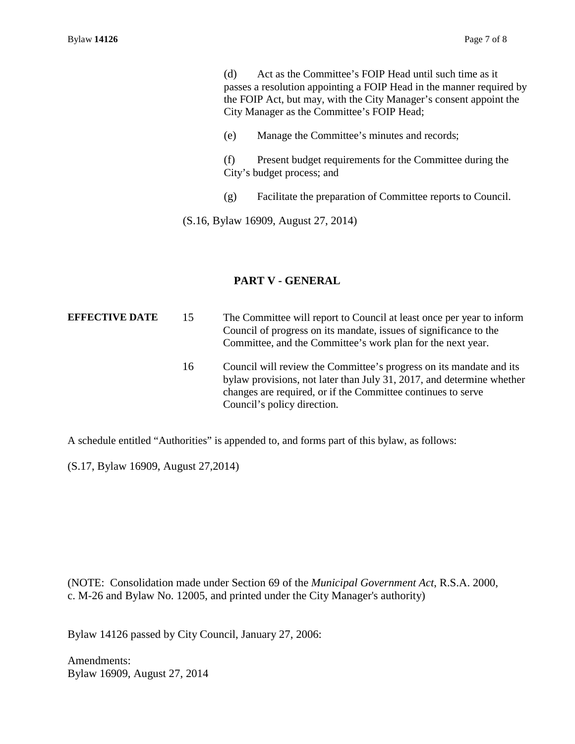(d) Act as the Committee's FOIP Head until such time as it passes a resolution appointing a FOIP Head in the manner required by the FOIP Act, but may, with the City Manager's consent appoint the City Manager as the Committee's FOIP Head;

(e) Manage the Committee's minutes and records;

(f) Present budget requirements for the Committee during the City's budget process; and

(g) Facilitate the preparation of Committee reports to Council.

(S.16, Bylaw 16909, August 27, 2014)

## PART V - GENERAL

**EFFECTIVE DATE**

15 The Committee will report to Council at least once per year to inform Council of progress on its mandate, issues of significance to the Committee, and the Committee's work plan for the next year.

16 Council will review the Committee's progress on its mandate and its bylaw provisions, not later than July 31, 2017, and determine whether changes are required, or if the Committee continues to serve Council's policy direction.

A schedule entitled "Authorities" is appended to, and forms part of this bylaw, as follows:

(S.17, Bylaw 16909, August 27,2014)

(NOTE: Consolidation made under Section 69 of the *Municipal Government Act*, R.S.A. 2000, c. M-26 and Bylaw No. 12005, and printed under the City Manager's authority)

Bylaw 14126 passed by City Council, January 27, 2006:

Amendments:
Bylaw 16909, August 27, 2014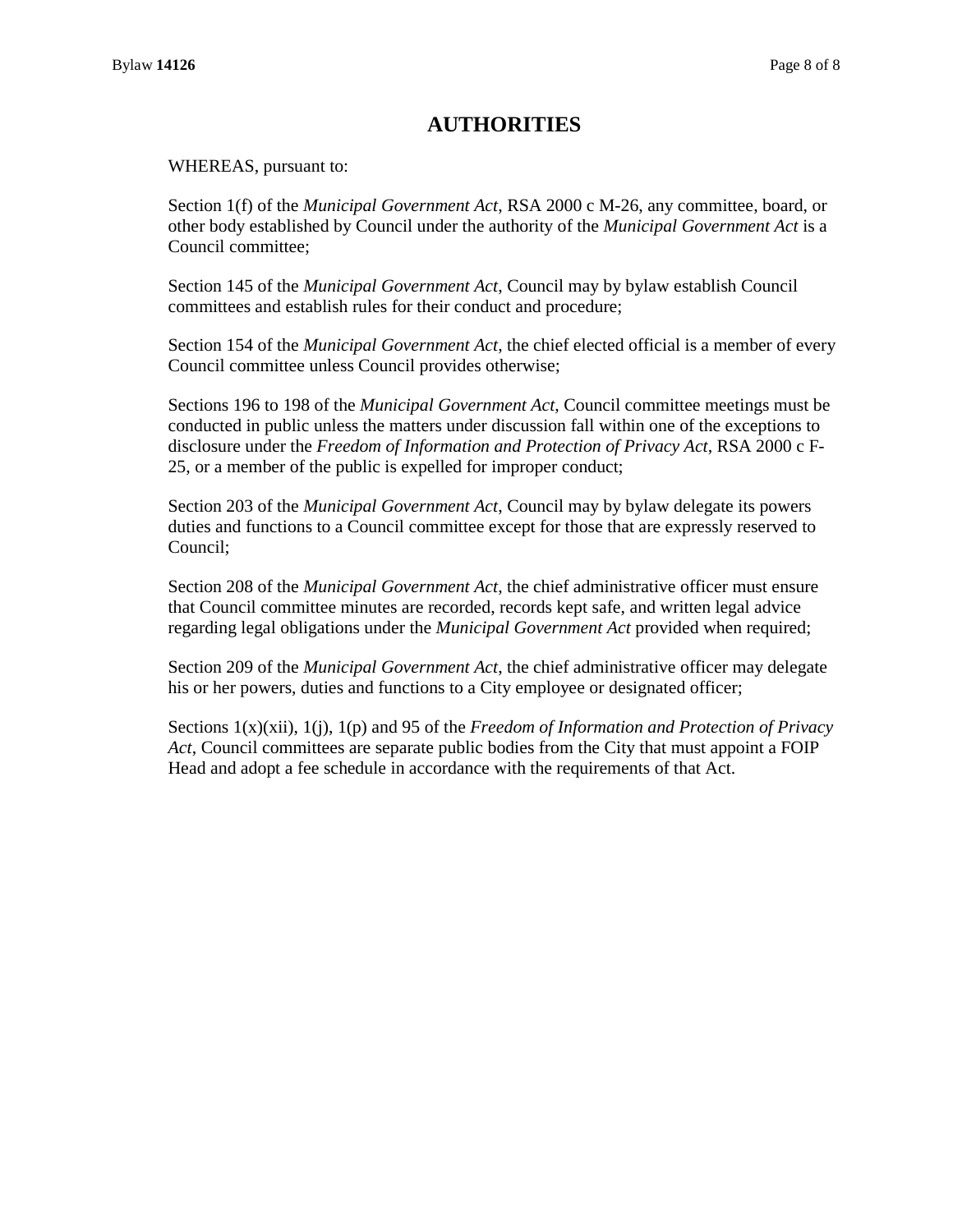## AUTHORITIES

WHEREAS, pursuant to:

Section 1(f) of the *Municipal Government Act*, RSA 2000 c M-26, any committee, board, or other body established by Council under the authority of the *Municipal Government Act* is a Council committee;

Section 145 of the *Municipal Government Act*, Council may by bylaw establish Council committees and establish rules for their conduct and procedure;

Section 154 of the *Municipal Government Act*, the chief elected official is a member of every Council committee unless Council provides otherwise;

Sections 196 to 198 of the *Municipal Government Act*, Council committee meetings must be conducted in public unless the matters under discussion fall within one of the exceptions to disclosure under the *Freedom of Information and Protection of Privacy Act*, RSA 2000 c F-25, or a member of the public is expelled for improper conduct;

Section 203 of the *Municipal Government Act*, Council may by bylaw delegate its powers duties and functions to a Council committee except for those that are expressly reserved to Council;

Section 208 of the *Municipal Government Act*, the chief administrative officer must ensure that Council committee minutes are recorded, records kept safe, and written legal advice regarding legal obligations under the *Municipal Government Act* provided when required;

Section 209 of the *Municipal Government Act*, the chief administrative officer may delegate his or her powers, duties and functions to a City employee or designated officer;

Sections 1(x)(xii), 1(j), 1(p) and 95 of the *Freedom of Information and Protection of Privacy Act*, Council committees are separate public bodies from the City that must appoint a FOIP Head and adopt a fee schedule in accordance with the requirements of that Act.